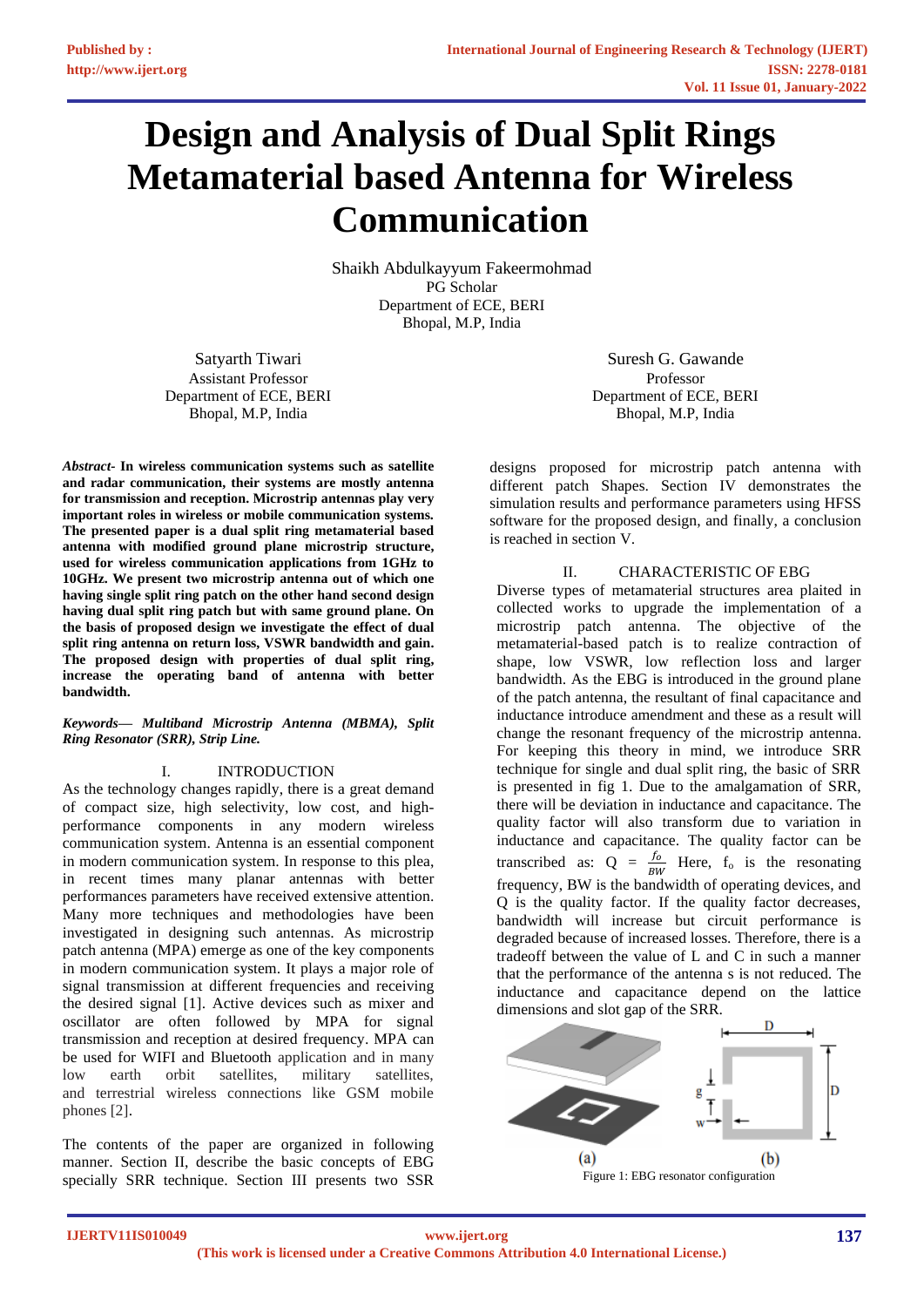# Design and Analysis of Dual Split Rings Metamaterial based Antenna for Wireless Communication

Shaikh Abdulkayyum Fakeermohmad
PG Scholar
Department of ECE, BERI
Bhopal, M.P, India

Satyarth Tiwari
Assistant Professor
Department of ECE, BERI
Bhopal, M.P, India

Suresh G. Gawande
Professor
Department of ECE, BERI
Bhopal, M.P, India

***Abstract*- In wireless communication systems such as satellite and radar communication, their systems are mostly antenna for transmission and reception. Microstrip antennas play very important roles in wireless or mobile communication systems. The presented paper is a dual split ring metamaterial based antenna with modified ground plane microstrip structure, used for wireless communication applications from 1GHz to 10GHz. We present two microstrip antenna out of which one having single split ring patch on the other hand second design having dual split ring patch but with same ground plane. On the basis of proposed design we investigate the effect of dual split ring antenna on return loss, VSWR bandwidth and gain. The proposed design with properties of dual split ring, increase the operating band of antenna with better bandwidth.**

***Keywords— Multiband Microstrip Antenna (MBMA), Split Ring Resonator (SRR), Strip Line.***

## I. INTRODUCTION

As the technology changes rapidly, there is a great demand of compact size, high selectivity, low cost, and high-performance components in any modern wireless communication system. Antenna is an essential component in modern communication system. In response to this plea, in recent times many planar antennas with better performances parameters have received extensive attention. Many more techniques and methodologies have been investigated in designing such antennas. As microstrip patch antenna (MPA) emerge as one of the key components in modern communication system. It plays a major role of signal transmission at different frequencies and receiving the desired signal [1]. Active devices such as mixer and oscillator are often followed by MPA for signal transmission and reception at desired frequency. MPA can be used for WIFI and Bluetooth application and in many low earth orbit satellites, military satellites, and terrestrial wireless connections like GSM mobile phones [2].

The contents of the paper are organized in following manner. Section II, describe the basic concepts of EBG specially SRR technique. Section III presents two SSR designs proposed for microstrip patch antenna with different patch Shapes. Section IV demonstrates the simulation results and performance parameters using HFSS software for the proposed design, and finally, a conclusion is reached in section V.

## II. CHARACTERISTIC OF EBG

Diverse types of metamaterial structures area plaited in collected works to upgrade the implementation of a microstrip patch antenna. The objective of the metamaterial-based patch is to realize contraction of shape, low VSWR, low reflection loss and larger bandwidth. As the EBG is introduced in the ground plane of the patch antenna, the resultant of final capacitance and inductance introduce amendment and these as a result will change the resonant frequency of the microstrip antenna. For keeping this theory in mind, we introduce SRR technique for single and dual split ring, the basic of SRR is presented in fig 1. Due to the amalgamation of SRR, there will be deviation in inductance and capacitance. The quality factor will also transform due to variation in inductance and capacitance. The quality factor can be transcribed as: $Q = \frac{f_o}{BW}$ Here, $f_o$ is the resonating frequency, BW is the bandwidth of operating devices, and Q is the quality factor. If the quality factor decreases, bandwidth will increase but circuit performance is degraded because of increased losses. Therefore, there is a tradeoff between the value of L and C in such a manner that the performance of the antenna s is not reduced. The inductance and capacitance depend on the lattice dimensions and slot gap of the SRR.

Figure 1: EBG resonator configuration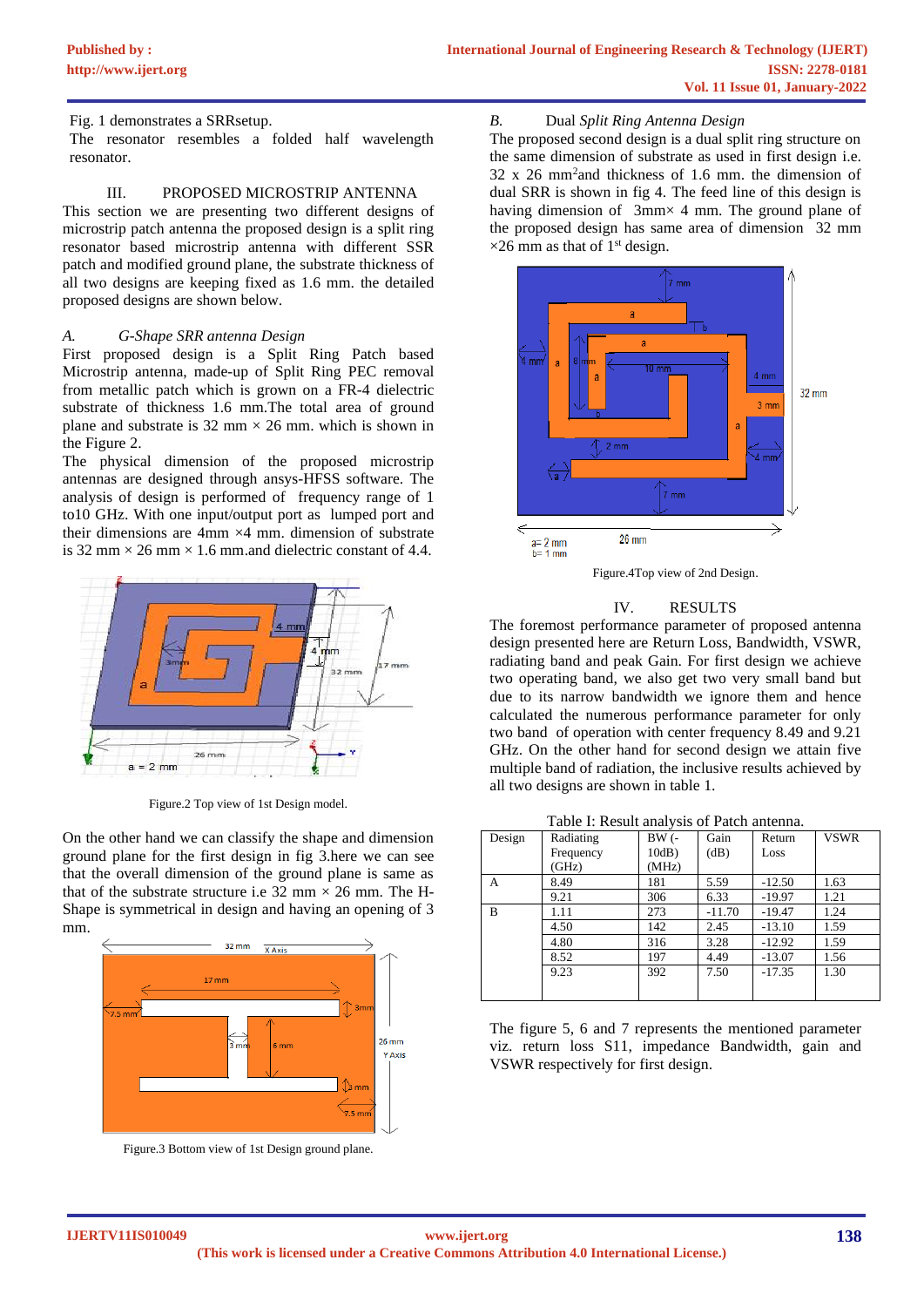Fig. 1 demonstrates a SRRsetup.

The resonator resembles a folded half wavelength resonator.

## III. PROPOSED MICROSTRIP ANTENNA

This section we are presenting two different designs of microstrip patch antenna the proposed design is a split ring resonator based microstrip antenna with different SSR patch and modified ground plane, the substrate thickness of all two designs are keeping fixed as 1.6 mm. the detailed proposed designs are shown below.

### *A. G-Shape SRR antenna Design*

First proposed design is a Split Ring Patch based Microstrip antenna, made-up of Split Ring PEC removal from metallic patch which is grown on a FR-4 dielectric substrate of thickness 1.6 mm.The total area of ground plane and substrate is 32 mm × 26 mm. which is shown in the Figure 2.

The physical dimension of the proposed microstrip antennas are designed through ansys-HFSS software. The analysis of design is performed of frequency range of 1 to10 GHz. With one input/output port as lumped port and their dimensions are 4mm ×4 mm. dimension of substrate is 32 mm × 26 mm × 1.6 mm.and dielectric constant of 4.4.

Figure.2 Top view of 1st Design model.

On the other hand we can classify the shape and dimension ground plane for the first design in fig 3.here we can see that the overall dimension of the ground plane is same as that of the substrate structure i.e 32 mm × 26 mm. The H-Shape is symmetrical in design and having an opening of 3 mm.

Figure.3 Bottom view of 1st Design ground plane.

### *B. Dual Split Ring Antenna Design*

The proposed second design is a dual split ring structure on the same dimension of substrate as used in first design i.e. 32 x 26 mm$^2$and thickness of 1.6 mm. the dimension of dual SRR is shown in fig 4. The feed line of this design is having dimension of 3mm× 4 mm. The ground plane of the proposed design has same area of dimension 32 mm ×26 mm as that of 1$^{st}$ design.

Figure.4Top view of 2nd Design.

## IV. RESULTS

The foremost performance parameter of proposed antenna design presented here are Return Loss, Bandwidth, VSWR, radiating band and peak Gain. For first design we achieve two operating band, we also get two very small band but due to its narrow bandwidth we ignore them and hence calculated the numerous performance parameter for only two band of operation with center frequency 8.49 and 9.21 GHz. On the other hand for second design we attain five multiple band of radiation, the inclusive results achieved by all two designs are shown in table 1.

Table I: Result analysis of Patch antenna.

| Design | Radiating Frequency (GHz) | BW (-10dB) (MHz) | Gain (dB) | Return Loss | VSWR |
|---|---|---|---|---|---|
| A | 8.49 | 181 | 5.59 | -12.50 | 1.63 |
| | 9.21 | 306 | 6.33 | -19.97 | 1.21 |
| B | 1.11 | 273 | -11.70 | -19.47 | 1.24 |
| | 4.50 | 142 | 2.45 | -13.10 | 1.59 |
| | 4.80 | 316 | 3.28 | -12.92 | 1.59 |
| | 8.52 | 197 | 4.49 | -13.07 | 1.56 |
| | 9.23 | 392 | 7.50 | -17.35 | 1.30 |

The figure 5, 6 and 7 represents the mentioned parameter viz. return loss S11, impedance Bandwidth, gain and VSWR respectively for first design.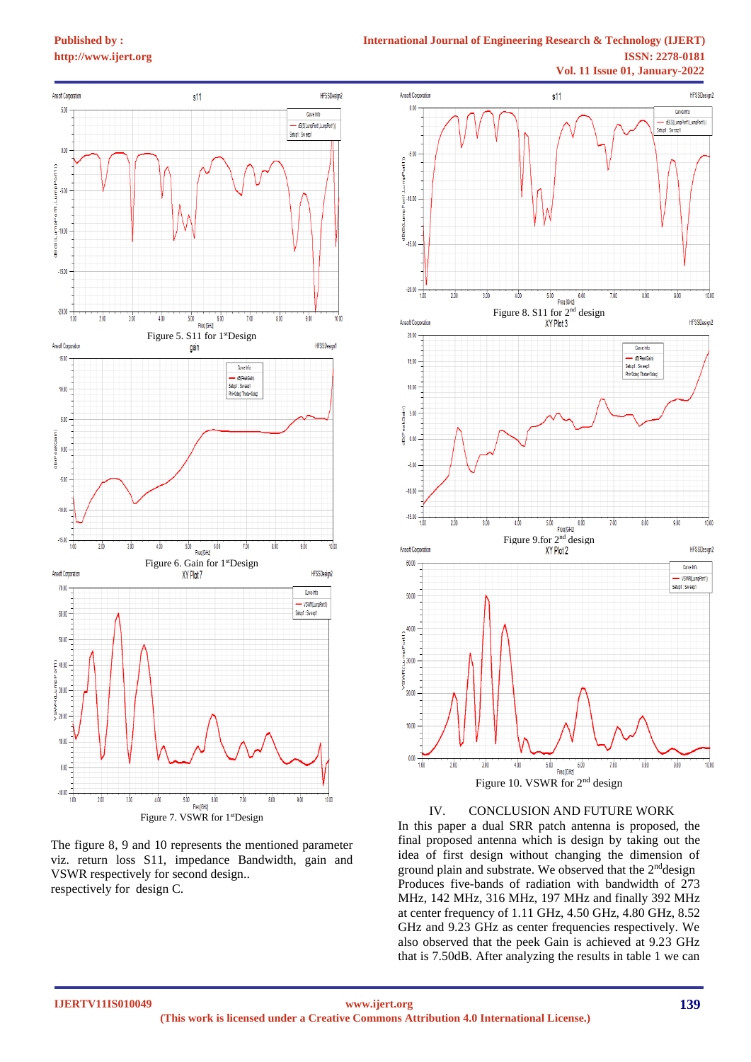Figure 5. S11 for 1[st]Design

Figure 6. Gain for 1[st]Design

Figure 7. VSWR for 1[st]Design

The figure 8, 9 and 10 represents the mentioned parameter viz. return loss S11, impedance Bandwidth, gain and VSWR respectively for second design..
respectively for design C.

Figure 8. S11 for 2[nd] design

Figure 9.for 2[nd] design

Figure 10. VSWR for 2[nd] design

## IV. CONCLUSION AND FUTURE WORK

In this paper a dual SRR patch antenna is proposed, the final proposed antenna which is design by taking out the idea of first design without changing the dimension of ground plain and substrate. We observed that the 2[nd]design Produces five-bands of radiation with bandwidth of 273 MHz, 142 MHz, 316 MHz, 197 MHz and finally 392 MHz at center frequency of 1.11 GHz, 4.50 GHz, 4.80 GHz, 8.52 GHz and 9.23 GHz as center frequencies respectively. We also observed that the peek Gain is achieved at 9.23 GHz that is 7.50dB. After analyzing the results in table 1 we can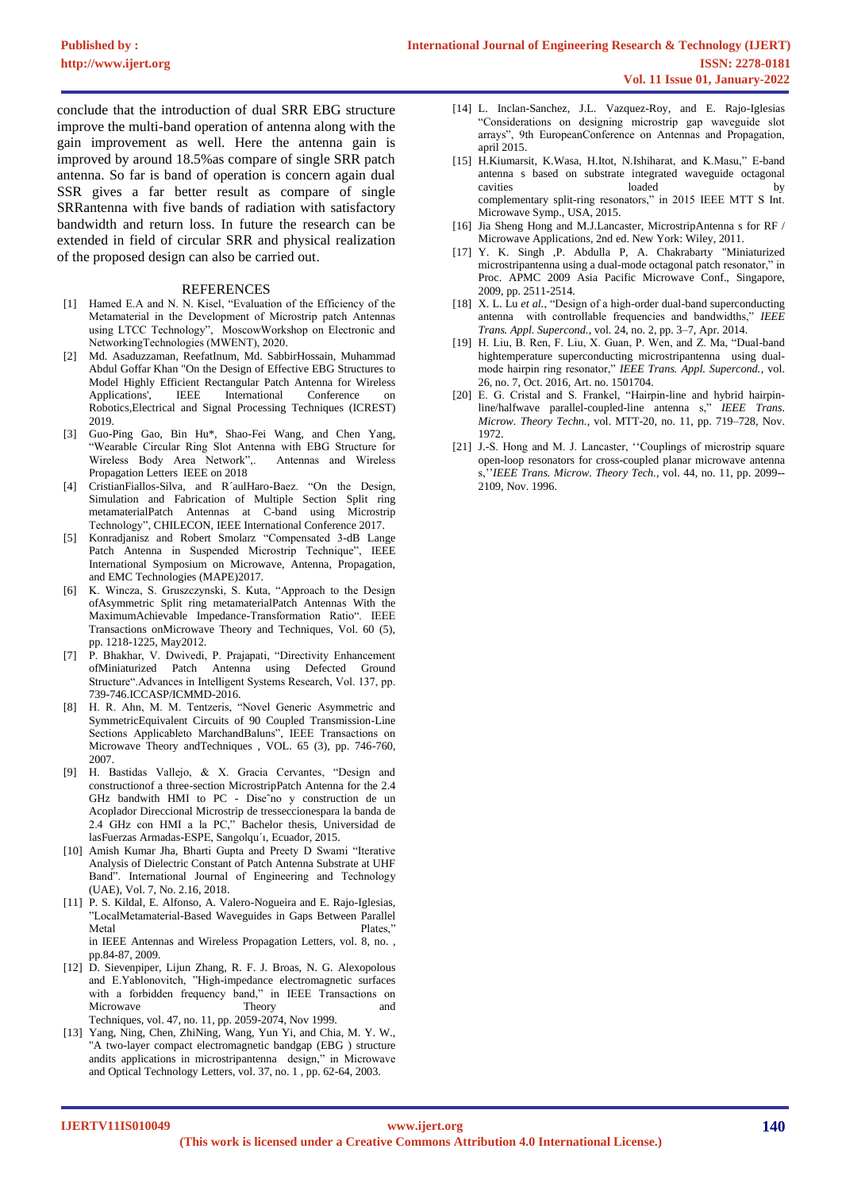conclude that the introduction of dual SRR EBG structure improve the multi-band operation of antenna along with the gain improvement as well. Here the antenna gain is improved by around 18.5%as compare of single SRR patch antenna. So far is band of operation is concern again dual SSR gives a far better result as compare of single SRRantenna with five bands of radiation with satisfactory bandwidth and return loss. In future the research can be extended in field of circular SRR and physical realization of the proposed design can also be carried out.

## REFERENCES

[1] Hamed E.A and N. N. Kisel, “Evaluation of the Efficiency of the Metamaterial in the Development of Microstrip patch Antennas using LTCC Technology”, MoscowWorkshop on Electronic and NetworkingTechnologies (MWENT), 2020.

[2] Md. Asaduzzaman, ReefatInum, Md. SabbirHossain, Muhammad Abdul Goffar Khan "On the Design of Effective EBG Structures to Model Highly Efficient Rectangular Patch Antenna for Wireless Applications', IEEE International Conference on Robotics,Electrical and Signal Processing Techniques (ICREST) 2019.

[3] Guo-Ping Gao, Bin Hu*, Shao-Fei Wang, and Chen Yang, “Wearable Circular Ring Slot Antenna with EBG Structure for Wireless Body Area Network”,. Antennas and Wireless Propagation Letters IEEE on 2018

[4] CristianFiallos-Silva, and R´aulHaro-Baez. “On the Design, Simulation and Fabrication of Multiple Section Split ring metamaterialPatch Antennas at C-band using Microstrip Technology”, CHILECON, IEEE International Conference 2017.

[5] Konradjanisz and Robert Smolarz “Compensated 3-dB Lange Patch Antenna in Suspended Microstrip Technique”, IEEE International Symposium on Microwave, Antenna, Propagation, and EMC Technologies (MAPE)2017.

[6] K. Wincza, S. Gruszczynski, S. Kuta, “Approach to the Design ofAsymmetric Split ring metamaterialPatch Antennas With the MaximumAchievable Impedance-Transformation Ratio“. IEEE Transactions onMicrowave Theory and Techniques, Vol. 60 (5), pp. 1218-1225, May2012.

[7] P. Bhakhar, V. Dwivedi, P. Prajapati, “Directivity Enhancement ofMiniaturized Patch Antenna using Defected Ground Structure“.Advances in Intelligent Systems Research, Vol. 137, pp. 739-746.ICCASP/ICMMD-2016.

[8] H. R. Ahn, M. M. Tentzeris, “Novel Generic Asymmetric and SymmetricEquivalent Circuits of 90 Coupled Transmission-Line Sections Applicableto MarchandBaluns”, IEEE Transactions on Microwave Theory andTechniques , VOL. 65 (3), pp. 746-760, 2007.

[9] H. Bastidas Vallejo, & X. Gracia Cervantes, “Design and constructionof a three-section MicrostripPatch Antenna for the 2.4 GHz bandwith HMI to PC - Dise˜no y construction de un Acoplador Direccional Microstrip de tresseccionespara la banda de 2.4 GHz con HMI a la PC,” Bachelor thesis, Universidad de lasFuerzas Armadas-ESPE, Sangolqu´ı, Ecuador, 2015.

[10] Amish Kumar Jha, Bharti Gupta and Preety D Swami “Iterative Analysis of Dielectric Constant of Patch Antenna Substrate at UHF Band”. International Journal of Engineering and Technology (UAE), Vol. 7, No. 2.16, 2018.

[11] P. S. Kildal, E. Alfonso, A. Valero-Nogueira and E. Rajo-Iglesias, "LocalMetamaterial-Based Waveguides in Gaps Between Parallel Metal Plates," in IEEE Antennas and Wireless Propagation Letters, vol. 8, no. , pp.84-87, 2009.

[12] D. Sievenpiper, Lijun Zhang, R. F. J. Broas, N. G. Alexopolous and E.Yablonovitch, "High-impedance electromagnetic surfaces with a forbidden frequency band," in IEEE Transactions on Microwave Theory and Techniques, vol. 47, no. 11, pp. 2059-2074, Nov 1999.

[13] Yang, Ning, Chen, ZhiNing, Wang, Yun Yi, and Chia, M. Y. W., "A two-layer compact electromagnetic bandgap (EBG ) structure andits applications in microstripantenna design," in Microwave and Optical Technology Letters, vol. 37, no. 1 , pp. 62-64, 2003.

[14] L. Inclan-Sanchez, J.L. Vazquez-Roy, and E. Rajo-Iglesias “Considerations on designing microstrip gap waveguide slot arrays”, 9th EuropeanConference on Antennas and Propagation, april 2015.

[15] H.Kiumarsit, K.Wasa, H.Itot, N.Ishiharat, and K.Masu," E-band antenna s based on substrate integrated waveguide octagonal cavities loaded by complementary split-ring resonators," in 2015 IEEE MTT S Int. Microwave Symp., USA, 2015.

[16] Jia Sheng Hong and M.J.Lancaster, MicrostripAntenna s for RF / Microwave Applications, 2nd ed. New York: Wiley, 2011.

[17] Y. K. Singh ,P. Abdulla P, A. Chakrabarty "Miniaturized microstripantenna using a dual-mode octagonal patch resonator," in Proc. APMC 2009 Asia Pacific Microwave Conf., Singapore, 2009, pp. 2511-2514.

[18] X. L. Lu *et al.*, “Design of a high-order dual-band superconducting antenna with controllable frequencies and bandwidths,” *IEEE Trans. Appl. Supercond.*, vol. 24, no. 2, pp. 3–7, Apr. 2014.

[19] H. Liu, B. Ren, F. Liu, X. Guan, P. Wen, and Z. Ma, “Dual-band hightemperature superconducting microstripantenna using dual-mode hairpin ring resonator,” *IEEE Trans. Appl. Supercond.*, vol. 26, no. 7, Oct. 2016, Art. no. 1501704.

[20] E. G. Cristal and S. Frankel, “Hairpin-line and hybrid hairpin-line/halfwave parallel-coupled-line antenna s,” *IEEE Trans. Microw. Theory Techn.*, vol. MTT-20, no. 11, pp. 719–728, Nov. 1972.

[21] J.-S. Hong and M. J. Lancaster, ‘‘Couplings of microstrip square open-loop resonators for cross-coupled planar microwave antenna s,’’*IEEE Trans. Microw. Theory Tech.*, vol. 44, no. 11, pp. 2099--2109, Nov. 1996.